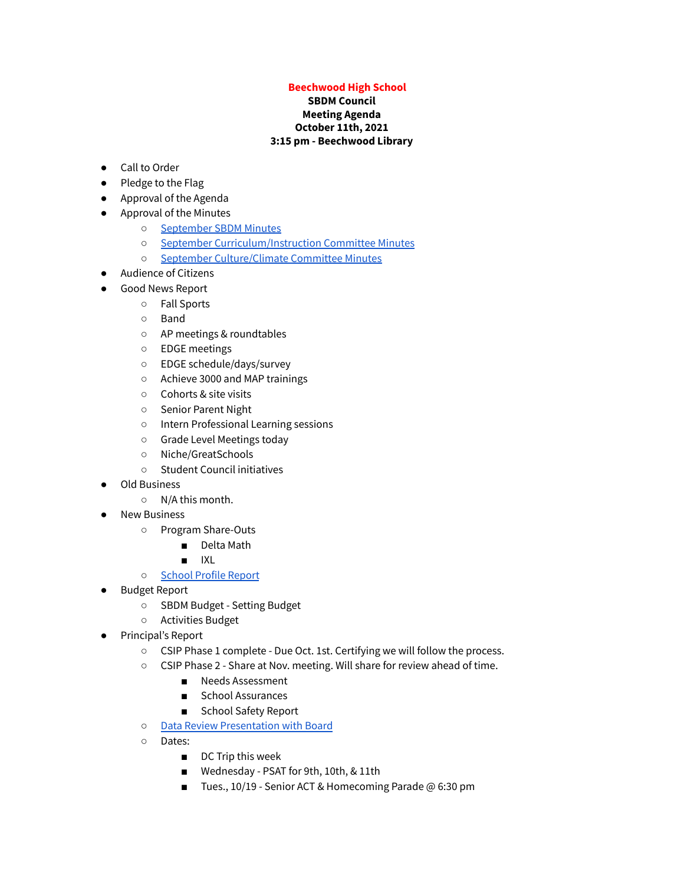# Beechwood High School

**SBDM Council**
**Meeting Agenda**
**October 11th, 2021**
**3:15 pm - Beechwood Library**

- Call to Order
- Pledge to the Flag
- Approval of the Agenda
- Approval of the Minutes
  - September SBDM Minutes
  - September Curriculum/Instruction Committee Minutes
  - September Culture/Climate Committee Minutes
- Audience of Citizens
- Good News Report
  - Fall Sports
  - Band
  - AP meetings & roundtables
  - EDGE meetings
  - EDGE schedule/days/survey
  - Achieve 3000 and MAP trainings
  - Cohorts & site visits
  - Senior Parent Night
  - Intern Professional Learning sessions
  - Grade Level Meetings today
  - Niche/GreatSchools
  - Student Council initiatives
- Old Business
  - N/A this month.
- New Business
  - Program Share-Outs
    - Delta Math
    - IXL
  - School Profile Report
- Budget Report
  - SBDM Budget - Setting Budget
  - Activities Budget
- Principal's Report
  - CSIP Phase 1 complete - Due Oct. 1st. Certifying we will follow the process.
  - CSIP Phase 2 - Share at Nov. meeting. Will share for review ahead of time.
    - Needs Assessment
    - School Assurances
    - School Safety Report
  - Data Review Presentation with Board
  - Dates:
    - DC Trip this week
    - Wednesday - PSAT for 9th, 10th, & 11th
    - Tues., 10/19 - Senior ACT & Homecoming Parade @ 6:30 pm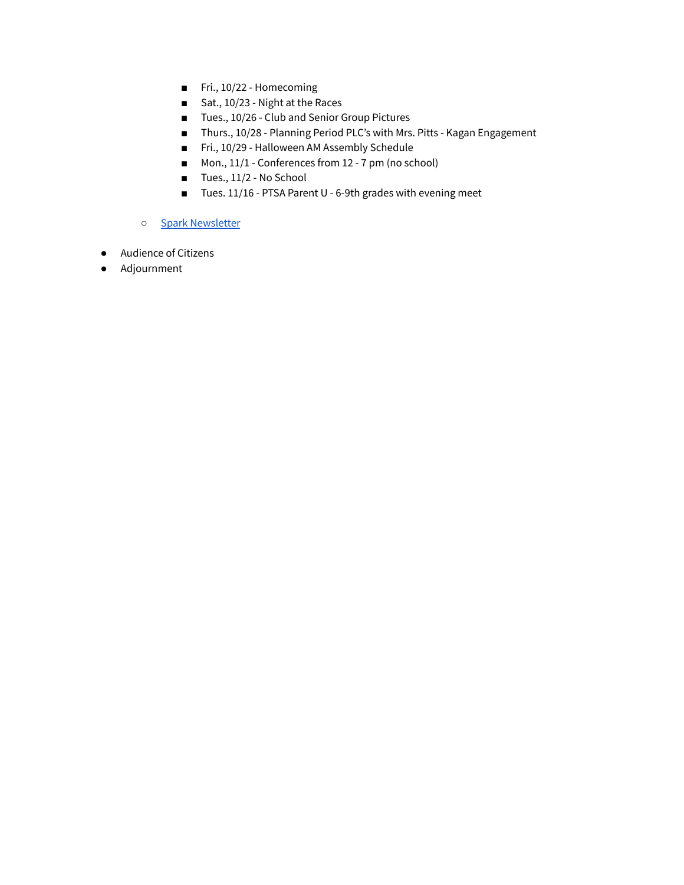- Fri., 10/22 - Homecoming
        - Sat., 10/23 - Night at the Races
        - Tues., 10/26 - Club and Senior Group Pictures
        - Thurs., 10/28 - Planning Period PLC's with Mrs. Pitts - Kagan Engagement
        - Fri., 10/29 - Halloween AM Assembly Schedule
        - Mon., 11/1 - Conferences from 12 - 7 pm (no school)
        - Tues., 11/2 - No School
        - Tues. 11/16 - PTSA Parent U - 6-9th grades with evening meet
    - Spark Newsletter

- Audience of Citizens
- Adjournment